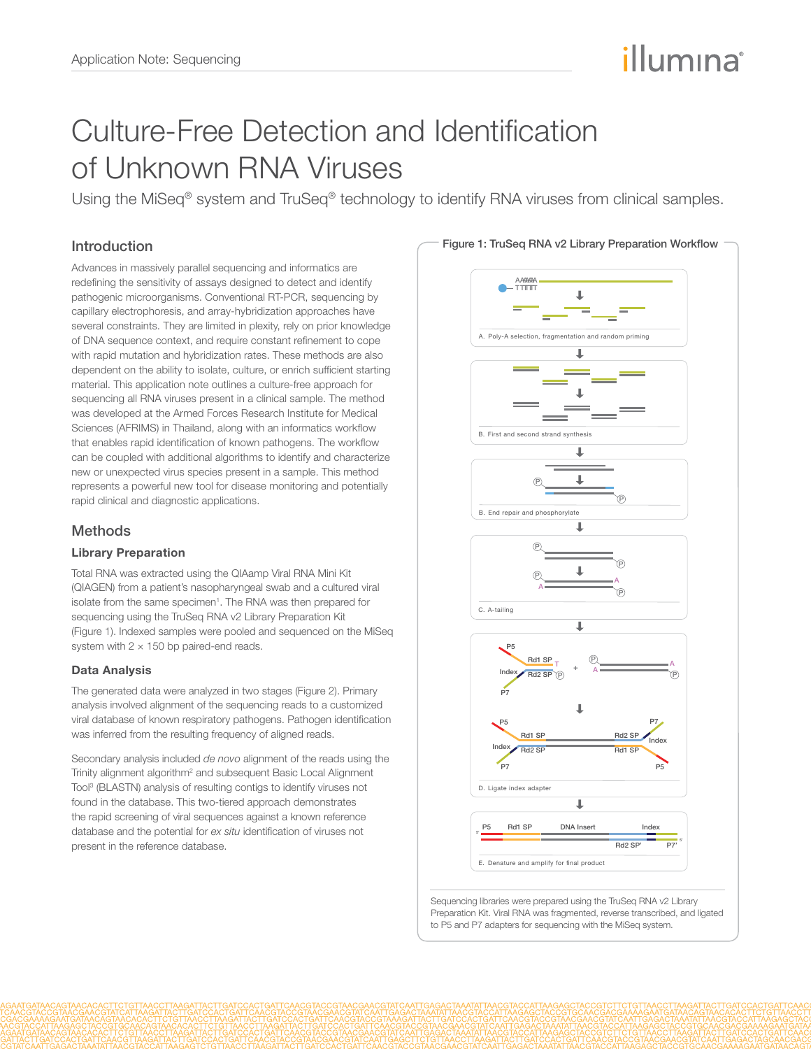# Culture-Free Detection and Identification of Unknown RNA Viruses

Using the MiSeq® system and TruSeq® technology to identify RNA viruses from clinical samples.

## Introduction

Advances in massively parallel sequencing and informatics are redefining the sensitivity of assays designed to detect and identify pathogenic microorganisms. Conventional RT-PCR, sequencing by capillary electrophoresis, and array-hybridization approaches have several constraints. They are limited in plexity, rely on prior knowledge of DNA sequence context, and require constant refinement to cope with rapid mutation and hybridization rates. These methods are also dependent on the ability to isolate, culture, or enrich sufficient starting material. This application note outlines a culture-free approach for sequencing all RNA viruses present in a clinical sample. The method was developed at the Armed Forces Research Institute for Medical Sciences (AFRIMS) in Thailand, along with an informatics workflow that enables rapid identification of known pathogens. The workflow can be coupled with additional algorithms to identify and characterize new or unexpected virus species present in a sample. This method represents a powerful new tool for disease monitoring and potentially rapid clinical and diagnostic applications.

## Methods

### Library Preparation

Total RNA was extracted using the QIAamp Viral RNA Mini Kit (QIAGEN) from a patient's nasopharyngeal swab and a cultured viral isolate from the same specimen[1]. The RNA was then prepared for sequencing using the TruSeq RNA v2 Library Preparation Kit (Figure 1). Indexed samples were pooled and sequenced on the MiSeq system with 2 × 150 bp paired-end reads.

### Data Analysis

The generated data were analyzed in two stages (Figure 2). Primary analysis involved alignment of the sequencing reads to a customized viral database of known respiratory pathogens. Pathogen identification was inferred from the resulting frequency of aligned reads.

Secondary analysis included *de novo* alignment of the reads using the Trinity alignment algorithm[2] and subsequent Basic Local Alignment Tool[3] (BLASTN) analysis of resulting contigs to identify viruses not found in the database. This two-tiered approach demonstrates the rapid screening of viral sequences against a known reference database and the potential for *ex situ* identification of viruses not present in the reference database.

**Figure 1: TruSeq RNA v2 Library Preparation Workflow**

A. Poly-A selection, fragmentation and random priming

B. First and second strand synthesis

B. End repair and phosphorylate

C. A-tailing

D. Ligate index adapter

E. Denature and amplify for final product

Sequencing libraries were prepared using the TruSeq RNA v2 Library Preparation Kit. Viral RNA was fragmented, reverse transcribed, and ligated to P5 and P7 adapters for sequencing with the MiSeq system.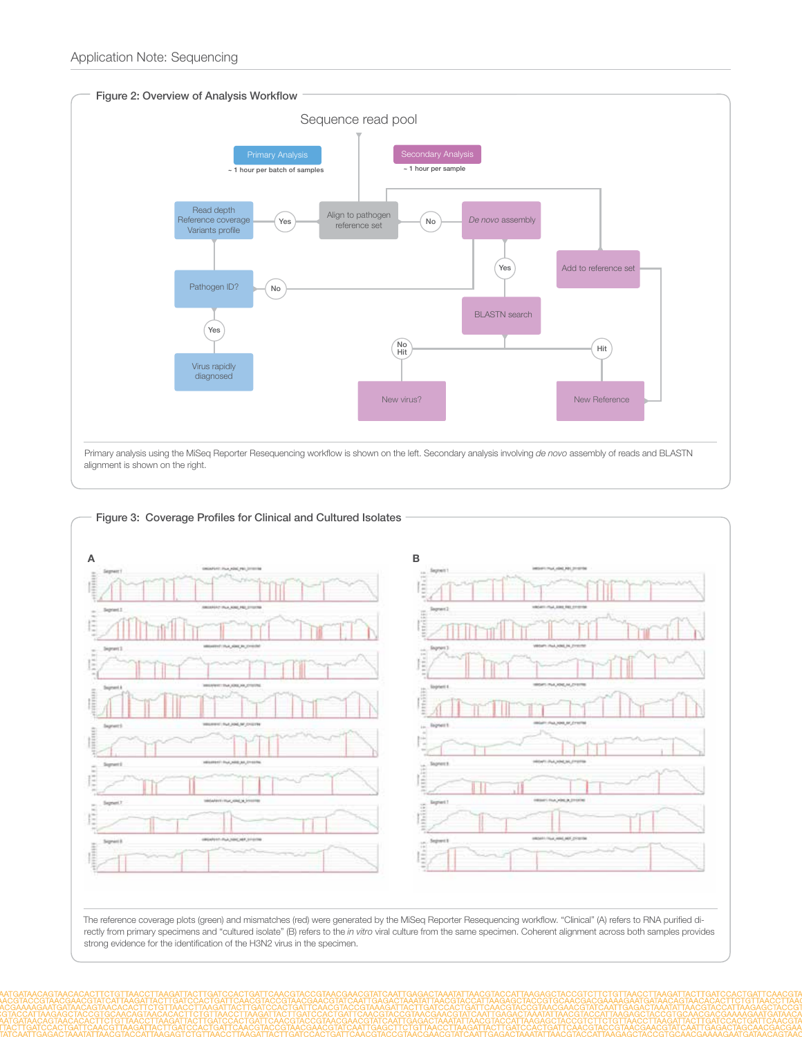## Figure 2: Overview of Analysis Workflow

Sequence read pool

Primary Analysis
~ 1 hour per batch of samples

Secondary Analysis
~ 1 hour per sample

Read depth
Reference coverage
Variants profile

Yes

Align to pathogen reference set

No

*De novo* assembly

Yes

Add to reference set

Pathogen ID?

No

BLASTN search

Yes

No Hit

Hit

Virus rapidly diagnosed

New virus?

New Reference

Primary analysis using the MiSeq Reporter Resequencing workflow is shown on the left. Secondary analysis involving *de novo* assembly of reads and BLASTN alignment is shown on the right.

## Figure 3: Coverage Profiles for Clinical and Cultured Isolates

A

B

The reference coverage plots (green) and mismatches (red) were generated by the MiSeq Reporter Resequencing workflow. "Clinical" (A) refers to RNA purified directly from primary specimens and "cultured isolate" (B) refers to the *in vitro* viral culture from the same specimen. Coherent alignment across both samples provides strong evidence for the identification of the H3N2 virus in the specimen.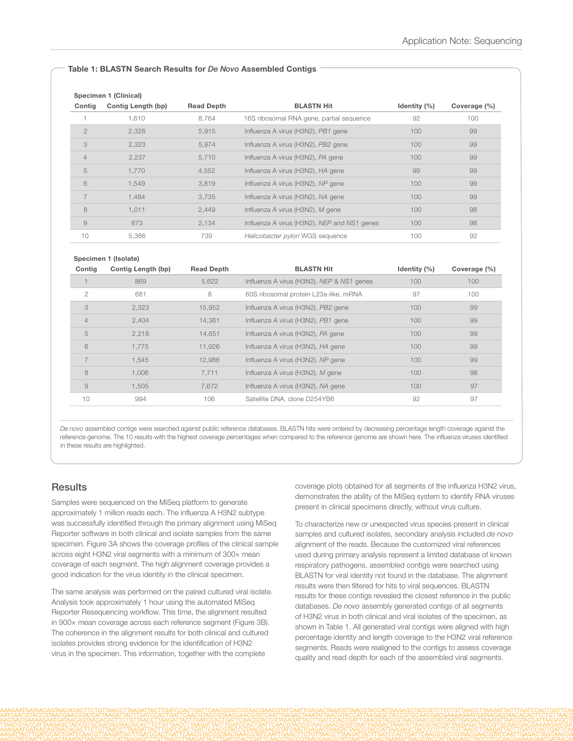### Table 1: BLASTN Search Results for *De Novo* Assembled Contigs

**Specimen 1 (Clinical)**

| Contig | Contig Length (bp) | Read Depth | BLASTN Hit | Identity (%) | Coverage (%) |
|---|---|---|---|---|---|
| 1 | 1,610 | 8,764 | 16S ribosomal RNA gene, partial sequence | 92 | 100 |
| 2 | 2,328 | 5,915 | Influenza A virus (H3N2), *PB1* gene | 100 | 99 |
| 3 | 2,323 | 5,974 | Influenza A virus (H3N2), *PB2* gene | 100 | 99 |
| 4 | 2,237 | 5,710 | Influenza A virus (H3N2), *PA* gene | 100 | 99 |
| 5 | 1,770 | 4,552 | Influenza A virus (H3N2), *HA* gene | 99 | 99 |
| 6 | 1,549 | 3,819 | Influenza A virus (H3N2), *NP* gene | 100 | 99 |
| 7 | 1,484 | 3,735 | Influenza A virus (H3N2), *NA* gene | 100 | 99 |
| 8 | 1,011 | 2,449 | Influenza A virus (H3N2), *M* gene | 100 | 98 |
| 9 | 873 | 2,134 | Influenza A virus (H3N2), *NEP* and *NS1* genes | 100 | 98 |
| 10 | 5,386 | 739 | *Helicobacter pylori* WGS sequence | 100 | 92 |

**Specimen 1 (Isolate)**

| Contig | Contig Length (bp) | Read Depth | BLASTN Hit | Identity (%) | Coverage (%) |
|---|---|---|---|---|---|
| 1 | 869 | 5,622 | Influenza A virus (H3N2), *NEP* & *NS1* genes | 100 | 100 |
| 2 | 681 | 8 | 60S ribosomal protein L23a-like, mRNA | 97 | 100 |
| 3 | 2,323 | 15,952 | Influenza A virus (H3N2), *PB2* gene | 100 | 99 |
| 4 | 2,404 | 14,361 | Influenza A virus (H3N2), *PB1* gene | 100 | 99 |
| 5 | 2,218 | 14,651 | Influenza A virus (H3N2), *PA* gene | 100 | 99 |
| 6 | 1,775 | 11,926 | Influenza A virus (H3N2), *HA* gene | 100 | 99 |
| 7 | 1,545 | 12,986 | Influenza A virus (H3N2), *NP* gene | 100 | 99 |
| 8 | 1,006 | 7,711 | Influenza A virus (H3N2), *M* gene | 100 | 98 |
| 9 | 1,505 | 7,672 | Influenza A virus (H3N2), *NA* gene | 100 | 97 |
| 10 | 994 | 106 | Satellite DNA, clone D254YB6 | 92 | 97 |

*De novo* assembled contigs were searched against public reference databases. BLASTN hits were ordered by decreasing percentage length coverage against the reference genome. The 10 results with the highest coverage percentages when compared to the reference genome are shown here. The influenza viruses identified in these results are highlighted.

## Results

Samples were sequenced on the MiSeq platform to generate approximately 1 million reads each. The influenza A H3N2 subtype was successfully identified through the primary alignment using MiSeq Reporter software in both clinical and isolate samples from the same specimen. Figure 3A shows the coverage profiles of the clinical sample across eight H3N2 viral segments with a minimum of 300× mean coverage of each segment. The high alignment coverage provides a good indication for the virus identity in the clinical specimen.

The same analysis was performed on the paired cultured viral isolate. Analysis took approximately 1 hour using the automated MiSeq Reporter Resequencing workflow. This time, the alignment resulted in 900× mean coverage across each reference segment (Figure 3B). The coherence in the alignment results for both clinical and cultured isolates provides strong evidence for the identification of H3N2 virus in the specimen. This information, together with the complete coverage plots obtained for all segments of the influenza H3N2 virus, demonstrates the ability of the MiSeq system to identify RNA viruses present in clinical specimens directly, without virus culture.

To characterize new or unexpected virus species present in clinical samples and cultured isolates, secondary analysis included *de novo* alignment of the reads. Because the customized viral references used during primary analysis represent a limited database of known respiratory pathogens, assembled contigs were searched using BLASTN for viral identity not found in the database. The alignment results were then filtered for hits to viral sequences. BLASTN results for these contigs revealed the closest reference in the public databases. *De novo* assembly generated contigs of all segments of H3N2 virus in both clinical and viral isolates of the specimen, as shown in Table 1. All generated viral contigs were aligned with high percentage identity and length coverage to the H3N2 viral reference segments. Reads were realigned to the contigs to assess coverage quality and read depth for each of the assembled viral segments.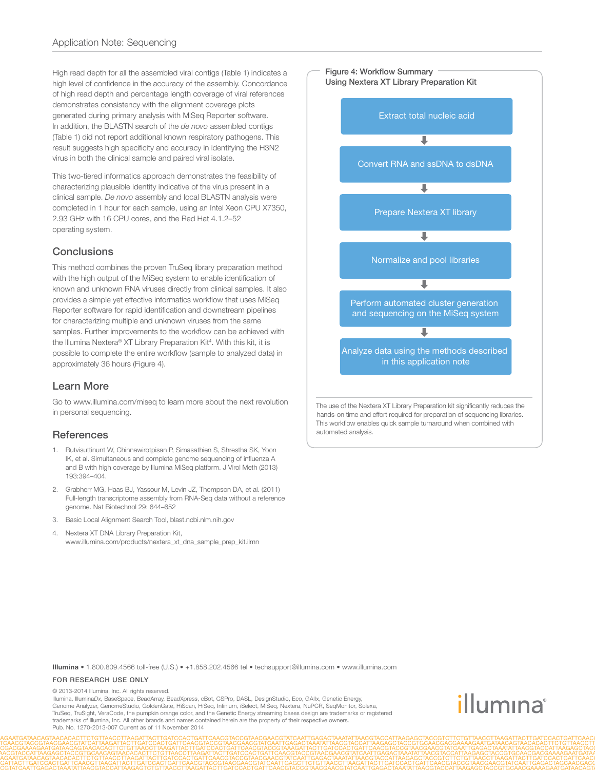High read depth for all the assembled viral contigs (Table 1) indicates a high level of confidence in the accuracy of the assembly. Concordance of high read depth and percentage length coverage of viral references demonstrates consistency with the alignment coverage plots generated during primary analysis with MiSeq Reporter software. In addition, the BLASTN search of the *de novo* assembled contigs (Table 1) did not report additional known respiratory pathogens. This result suggests high specificity and accuracy in identifying the H3N2 virus in both the clinical sample and paired viral isolate.

This two-tiered informatics approach demonstrates the feasibility of characterizing plausible identity indicative of the virus present in a clinical sample. *De novo* assembly and local BLASTN analysis were completed in 1 hour for each sample, using an Intel Xeon CPU X7350, 2.93 GHz with 16 CPU cores, and the Red Hat 4.1.2–52 operating system.

## Conclusions

This method combines the proven TruSeq library preparation method with the high output of the MiSeq system to enable identification of known and unknown RNA viruses directly from clinical samples. It also provides a simple yet effective informatics workflow that uses MiSeq Reporter software for rapid identification and downstream pipelines for characterizing multiple and unknown viruses from the same samples. Further improvements to the workflow can be achieved with the Illumina Nextera® XT Library Preparation Kit[4]. With this kit, it is possible to complete the entire workflow (sample to analyzed data) in approximately 36 hours (Figure 4).

## Learn More

Go to www.illumina.com/miseq to learn more about the next revolution in personal sequencing.

## References

1. Rutvisuttinunt W, Chinnawirotpisan P, Simasathien S, Shrestha SK, Yoon IK, et al. Simultaneous and complete genome sequencing of influenza A and B with high coverage by Illumina MiSeq platform. J Virol Meth (2013) 193:394–404.
2. Grabherr MG, Haas BJ, Yassour M, Levin JZ, Thompson DA, et al. (2011) Full-length transcriptome assembly from RNA-Seq data without a reference genome. Nat Biotechnol 29: 644–652
3. Basic Local Alignment Search Tool, blast.ncbi.nlm.nih.gov
4. Nextera XT DNA Library Preparation Kit, www.illumina.com/products/nextera_xt_dna_sample_prep_kit.ilmn

**Figure 4: Workflow Summary Using Nextera XT Library Preparation Kit**

Extract total nucleic acid

Convert RNA and ssDNA to dsDNA

Prepare Nextera XT library

Normalize and pool libraries

Perform automated cluster generation and sequencing on the MiSeq system

Analyze data using the methods described in this application note

The use of the Nextera XT Library Preparation kit significantly reduces the hands-on time and effort required for preparation of sequencing libraries. This workflow enables quick sample turnaround when combined with automated analysis.

**Illumina** • 1.800.809.4566 toll-free (U.S.) • +1.858.202.4566 tel • techsupport@illumina.com • www.illumina.com

FOR RESEARCH USE ONLY

© 2013-2014 Illumina, Inc. All rights reserved.
Illumina, Illumina*Dx*, BaseSpace, BeadArray, BeadXpress, cBot, CSPro, DASL, DesignStudio, Eco, GAIIx, Genetic Energy, Genome Analyzer, GenomeStudio, GoldenGate, HiScan, HiSeq, Infinium, iSelect, MiSeq, Nextera, NuPCR, SeqMonitor, Solexa, TruSeq, TruSight, VeraCode, the pumpkin orange color, and the Genetic Energy streaming bases design are trademarks or registered trademarks of Illumina, Inc. All other brands and names contained herein are the property of their respective owners.
Pub. No. 1270-2013-007 Current as of 11 November 2014